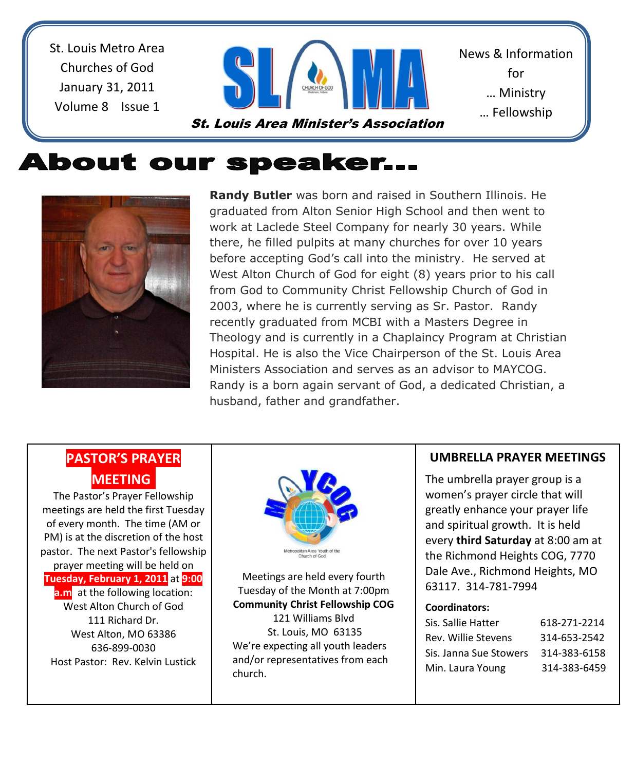St. Louis Metro Area Churches of God
January 31, 2011
Volume 8 Issue 1

# SLMA

*St. Louis Area Minister's Association*

News & Information for
… Ministry
… Fellowship

# About our speaker…

**Randy Butler** was born and raised in Southern Illinois. He graduated from Alton Senior High School and then went to work at Laclede Steel Company for nearly 30 years. While there, he filled pulpits at many churches for over 10 years before accepting God's call into the ministry. He served at West Alton Church of God for eight (8) years prior to his call from God to Community Christ Fellowship Church of God in 2003, where he is currently serving as Sr. Pastor. Randy recently graduated from MCBI with a Masters Degree in Theology and is currently in a Chaplaincy Program at Christian Hospital. He is also the Vice Chairperson of the St. Louis Area Ministers Association and serves as an advisor to MAYCOG. Randy is a born again servant of God, a dedicated Christian, a husband, father and grandfather.

## PASTOR'S PRAYER MEETING

The Pastor's Prayer Fellowship meetings are held the first Tuesday of every month. The time (AM or PM) is at the discretion of the host pastor. The next Pastor's fellowship prayer meeting will be held on **Tuesday, February 1, 2011** at **9:00 a.m** at the following location:

West Alton Church of God
111 Richard Dr.
West Alton, MO 63386
636-899-0030
Host Pastor: Rev. Kelvin Lustick

## MAYCOG

Metropolitan Area Youth of the Church of God

Meetings are held every fourth Tuesday of the Month at 7:00pm
**Community Christ Fellowship COG**
121 Williams Blvd
St. Louis, MO 63135
We're expecting all youth leaders and/or representatives from each church.

## UMBRELLA PRAYER MEETINGS

The umbrella prayer group is a women's prayer circle that will greatly enhance your prayer life and spiritual growth. It is held every **third Saturday** at 8:00 am at the Richmond Heights COG, 7770 Dale Ave., Richmond Heights, MO 63117. 314-781-7994

**Coordinators:**

| | |
|---|---|
| Sis. Sallie Hatter | 618-271-2214 |
| Rev. Willie Stevens | 314-653-2542 |
| Sis. Janna Sue Stowers | 314-383-6158 |
| Min. Laura Young | 314-383-6459 |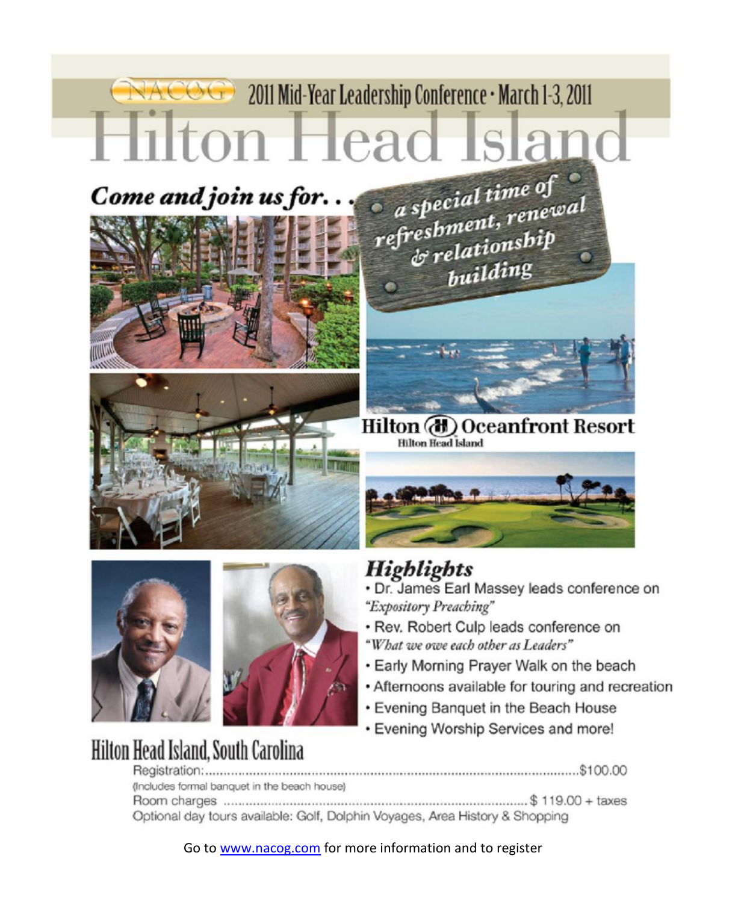NACOG 2011 Mid-Year Leadership Conference · March 1-3, 2011

# Hilton Head Island

## *Come and join us for. . .*

*a special time of refreshment, renewal & relationship building*

**Hilton Oceanfront Resort**
Hilton Head Island

## *Highlights*

- Dr. James Earl Massey leads conference on *"Expository Preaching"*
- Rev. Robert Culp leads conference on *"What we owe each other as Leaders"*
- Early Morning Prayer Walk on the beach
- Afternoons available for touring and recreation
- Evening Banquet in the Beach House
- Evening Worship Services and more!

## Hilton Head Island, South Carolina

Registration:........................................................................$100.00
(Includes formal banquet in the beach house)
Room charges ........................................................................$ 119.00 + taxes
Optional day tours available: Golf, Dolphin Voyages, Area History & Shopping

Go to www.nacog.com for more information and to register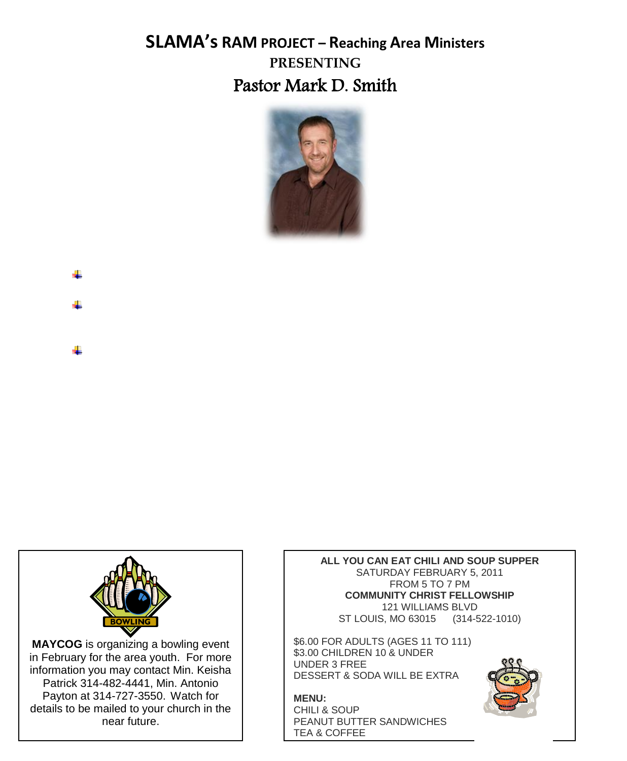# SLAMA's RAM PROJECT – Reaching Area Ministers

## PRESENTING

## Pastor Mark D. Smith

**MAYCOG** is organizing a bowling event in February for the area youth. For more information you may contact Min. Keisha Patrick 314-482-4441, Min. Antonio Payton at 314-727-3550. Watch for details to be mailed to your church in the near future.

**ALL YOU CAN EAT CHILI AND SOUP SUPPER**
SATURDAY FEBRUARY 5, 2011
FROM 5 TO 7 PM
**COMMUNITY CHRIST FELLOWSHIP**
121 WILLIAMS BLVD
ST LOUIS, MO 63015 (314-522-1010)

$6.00 FOR ADULTS (AGES 11 TO 111)
$3.00 CHILDREN 10 & UNDER
UNDER 3 FREE
DESSERT & SODA WILL BE EXTRA

**MENU:**
CHILI & SOUP
PEANUT BUTTER SANDWICHES
TEA & COFFEE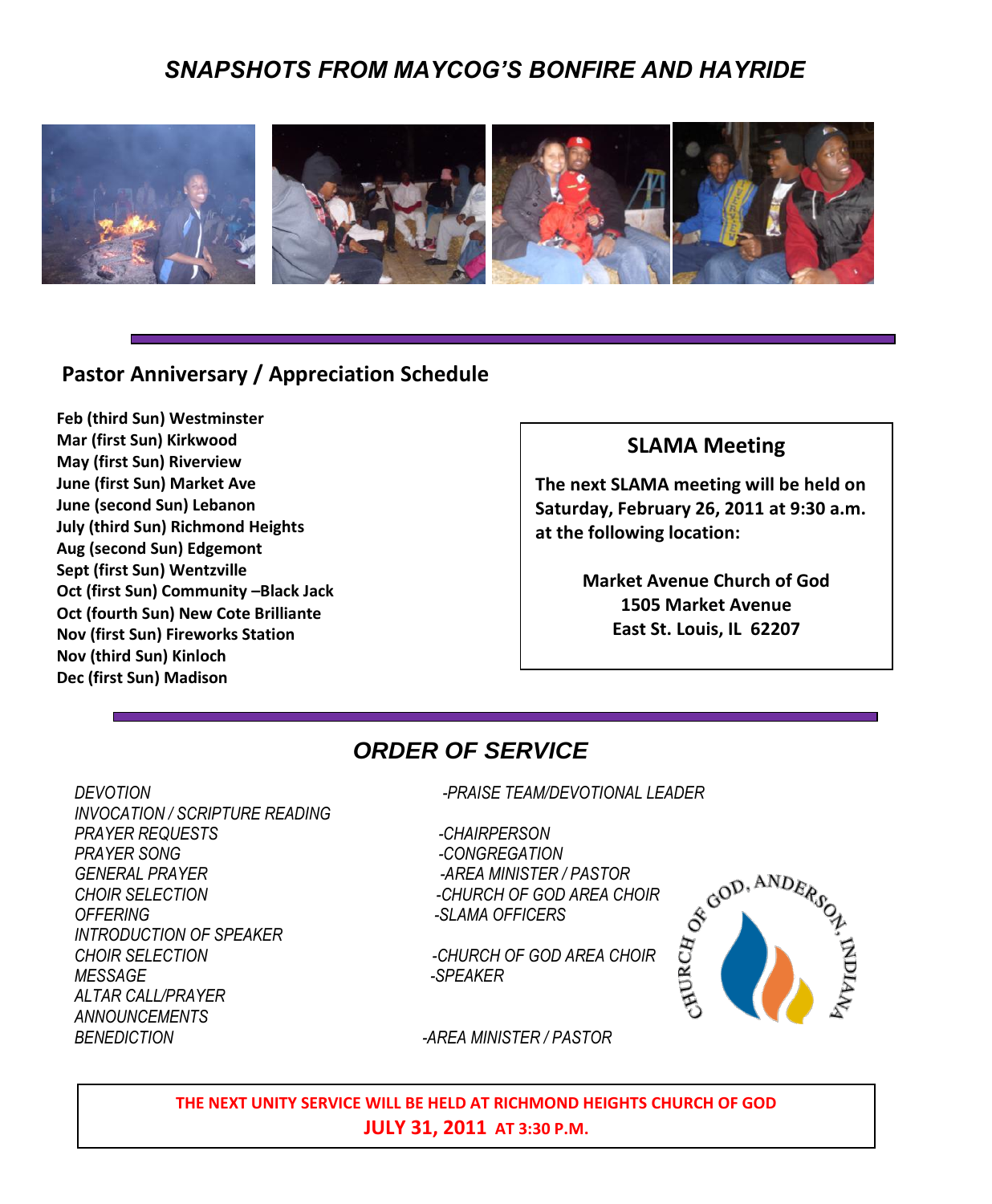## *SNAPSHOTS FROM MAYCOG'S BONFIRE AND HAYRIDE*

## Pastor Anniversary / Appreciation Schedule

**Feb (third Sun) Westminster**
**Mar (first Sun) Kirkwood**
**May (first Sun) Riverview**
**June (first Sun) Market Ave**
**June (second Sun) Lebanon**
**July (third Sun) Richmond Heights**
**Aug (second Sun) Edgemont**
**Sept (first Sun) Wentzville**
**Oct (first Sun) Community –Black Jack**
**Oct (fourth Sun) New Cote Brilliante**
**Nov (first Sun) Fireworks Station**
**Nov (third Sun) Kinloch**
**Dec (first Sun) Madison**

### SLAMA Meeting

**The next SLAMA meeting will be held on Saturday, February 26, 2011 at 9:30 a.m. at the following location:**

**Market Avenue Church of God**
**1505 Market Avenue**
**East St. Louis, IL 62207**

## *ORDER OF SERVICE*

| | |
|---|---|
| *DEVOTION* | *-PRAISE TEAM/DEVOTIONAL LEADER* |
| *INVOCATION / SCRIPTURE READING* | |
| *PRAYER REQUESTS* | *-CHAIRPERSON* |
| *PRAYER SONG* | *-CONGREGATION* |
| *GENERAL PRAYER* | *-AREA MINISTER / PASTOR* |
| *CHOIR SELECTION* | *-CHURCH OF GOD AREA CHOIR* |
| *OFFERING* | *-SLAMA OFFICERS* |
| *INTRODUCTION OF SPEAKER* | |
| *CHOIR SELECTION* | *-CHURCH OF GOD AREA CHOIR* |
| *MESSAGE* | *-SPEAKER* |
| *ALTAR CALL/PRAYER* | |
| *ANNOUNCEMENTS* | |
| *BENEDICTION* | *-AREA MINISTER / PASTOR* |

CHURCH OF GOD, ANDERSON, INDIANA

**THE NEXT UNITY SERVICE WILL BE HELD AT RICHMOND HEIGHTS CHURCH OF GOD**
**JULY 31, 2011 AT 3:30 P.M.**